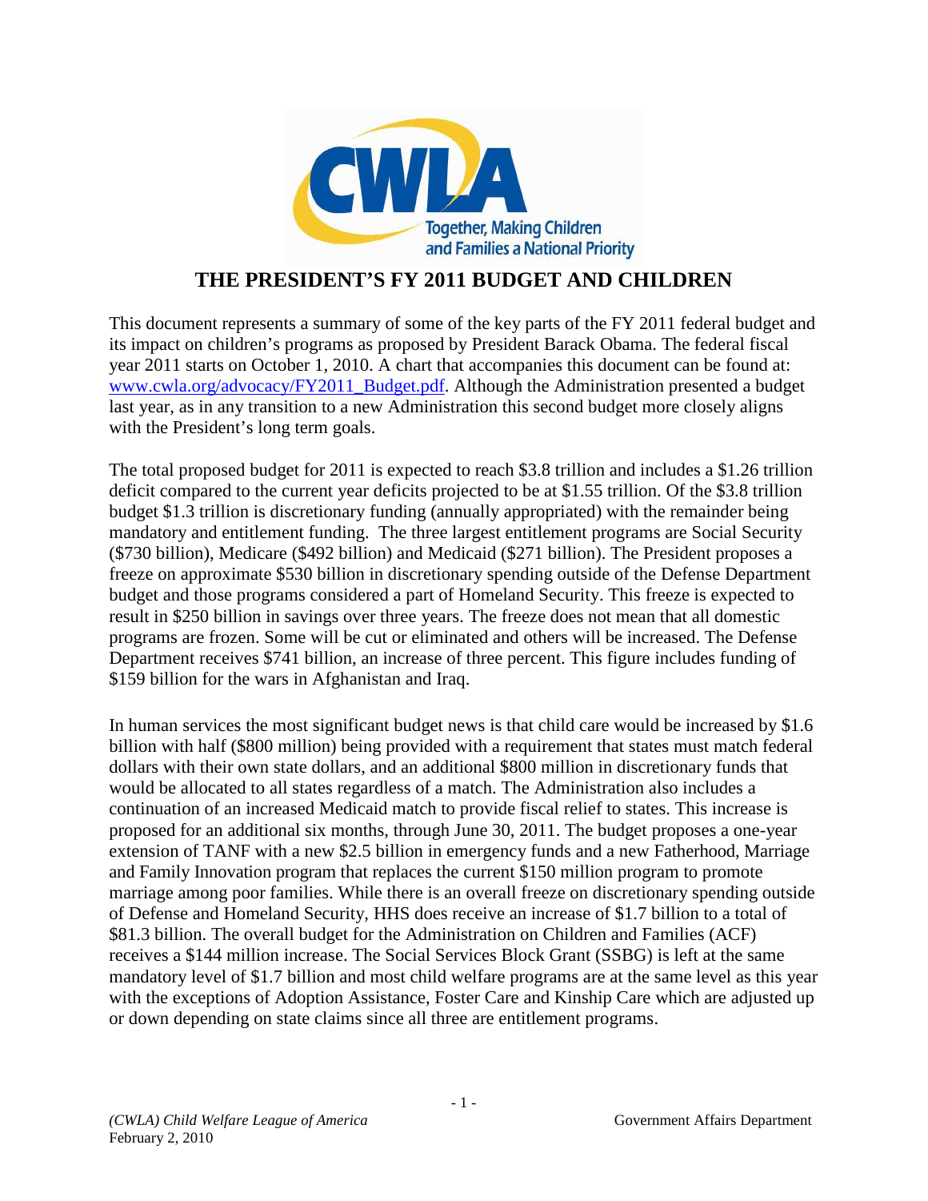CWLA

Together, Making Children and Families a National Priority

# THE PRESIDENT'S FY 2011 BUDGET AND CHILDREN

This document represents a summary of some of the key parts of the FY 2011 federal budget and its impact on children's programs as proposed by President Barack Obama. The federal fiscal year 2011 starts on October 1, 2010. A chart that accompanies this document can be found at: [www.cwla.org/advocacy/FY2011_Budget.pdf](www.cwla.org/advocacy/FY2011_Budget.pdf). Although the Administration presented a budget last year, as in any transition to a new Administration this second budget more closely aligns with the President's long term goals.

The total proposed budget for 2011 is expected to reach $3.8 trillion and includes a $1.26 trillion deficit compared to the current year deficits projected to be at $1.55 trillion. Of the $3.8 trillion budget $1.3 trillion is discretionary funding (annually appropriated) with the remainder being mandatory and entitlement funding. The three largest entitlement programs are Social Security ($730 billion), Medicare ($492 billion) and Medicaid ($271 billion). The President proposes a freeze on approximate $530 billion in discretionary spending outside of the Defense Department budget and those programs considered a part of Homeland Security. This freeze is expected to result in $250 billion in savings over three years. The freeze does not mean that all domestic programs are frozen. Some will be cut or eliminated and others will be increased. The Defense Department receives $741 billion, an increase of three percent. This figure includes funding of $159 billion for the wars in Afghanistan and Iraq.

In human services the most significant budget news is that child care would be increased by $1.6 billion with half ($800 million) being provided with a requirement that states must match federal dollars with their own state dollars, and an additional $800 million in discretionary funds that would be allocated to all states regardless of a match. The Administration also includes a continuation of an increased Medicaid match to provide fiscal relief to states. This increase is proposed for an additional six months, through June 30, 2011. The budget proposes a one-year extension of TANF with a new $2.5 billion in emergency funds and a new Fatherhood, Marriage and Family Innovation program that replaces the current $150 million program to promote marriage among poor families. While there is an overall freeze on discretionary spending outside of Defense and Homeland Security, HHS does receive an increase of $1.7 billion to a total of $81.3 billion. The overall budget for the Administration on Children and Families (ACF) receives a $144 million increase. The Social Services Block Grant (SSBG) is left at the same mandatory level of $1.7 billion and most child welfare programs are at the same level as this year with the exceptions of Adoption Assistance, Foster Care and Kinship Care which are adjusted up or down depending on state claims since all three are entitlement programs.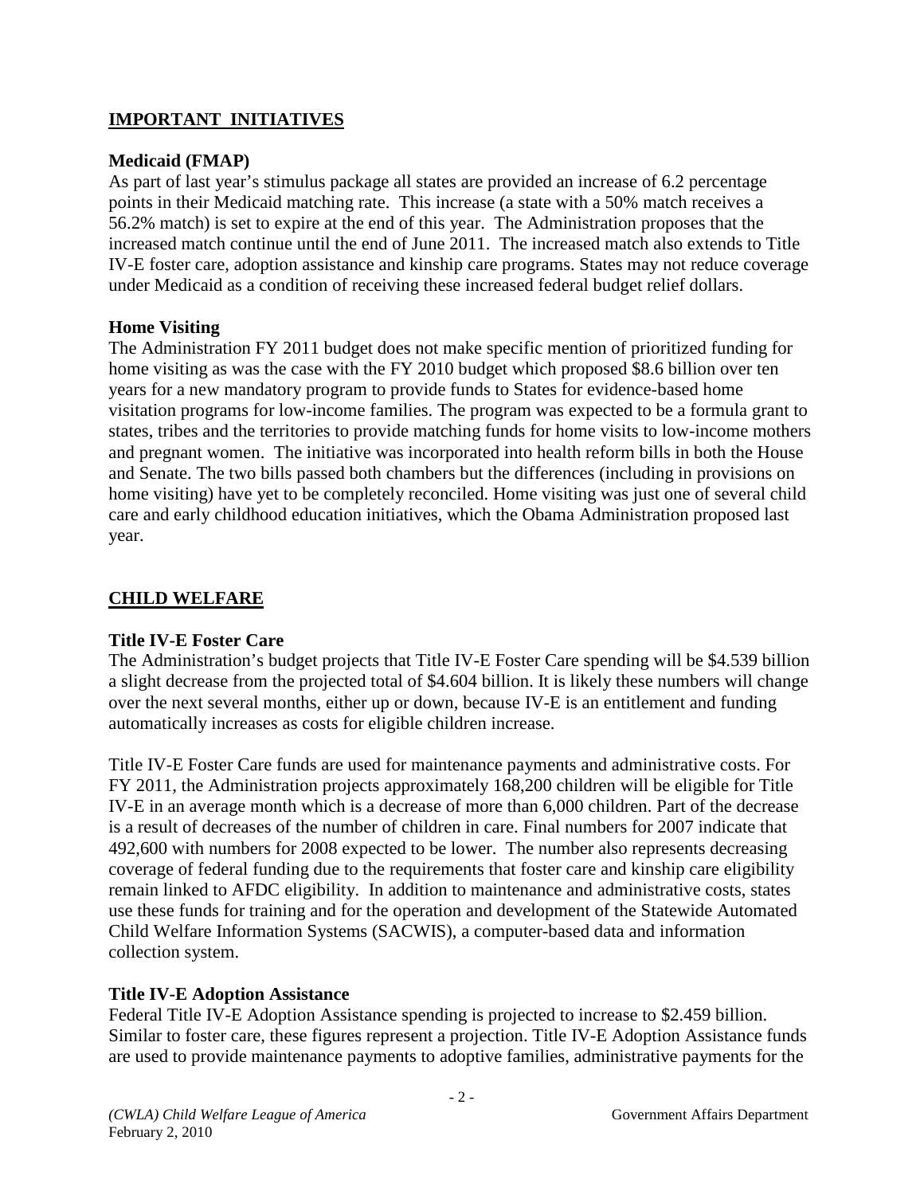## IMPORTANT INITIATIVES

### Medicaid (FMAP)

As part of last year's stimulus package all states are provided an increase of 6.2 percentage points in their Medicaid matching rate. This increase (a state with a 50% match receives a 56.2% match) is set to expire at the end of this year. The Administration proposes that the increased match continue until the end of June 2011. The increased match also extends to Title IV-E foster care, adoption assistance and kinship care programs. States may not reduce coverage under Medicaid as a condition of receiving these increased federal budget relief dollars.

### Home Visiting

The Administration FY 2011 budget does not make specific mention of prioritized funding for home visiting as was the case with the FY 2010 budget which proposed \$8.6 billion over ten years for a new mandatory program to provide funds to States for evidence-based home visitation programs for low-income families. The program was expected to be a formula grant to states, tribes and the territories to provide matching funds for home visits to low-income mothers and pregnant women. The initiative was incorporated into health reform bills in both the House and Senate. The two bills passed both chambers but the differences (including in provisions on home visiting) have yet to be completely reconciled. Home visiting was just one of several child care and early childhood education initiatives, which the Obama Administration proposed last year.

## CHILD WELFARE

### Title IV-E Foster Care

The Administration's budget projects that Title IV-E Foster Care spending will be \$4.539 billion a slight decrease from the projected total of \$4.604 billion. It is likely these numbers will change over the next several months, either up or down, because IV-E is an entitlement and funding automatically increases as costs for eligible children increase.

Title IV-E Foster Care funds are used for maintenance payments and administrative costs. For FY 2011, the Administration projects approximately 168,200 children will be eligible for Title IV-E in an average month which is a decrease of more than 6,000 children. Part of the decrease is a result of decreases of the number of children in care. Final numbers for 2007 indicate that 492,600 with numbers for 2008 expected to be lower. The number also represents decreasing coverage of federal funding due to the requirements that foster care and kinship care eligibility remain linked to AFDC eligibility. In addition to maintenance and administrative costs, states use these funds for training and for the operation and development of the Statewide Automated Child Welfare Information Systems (SACWIS), a computer-based data and information collection system.

### Title IV-E Adoption Assistance

Federal Title IV-E Adoption Assistance spending is projected to increase to \$2.459 billion. Similar to foster care, these figures represent a projection. Title IV-E Adoption Assistance funds are used to provide maintenance payments to adoptive families, administrative payments for the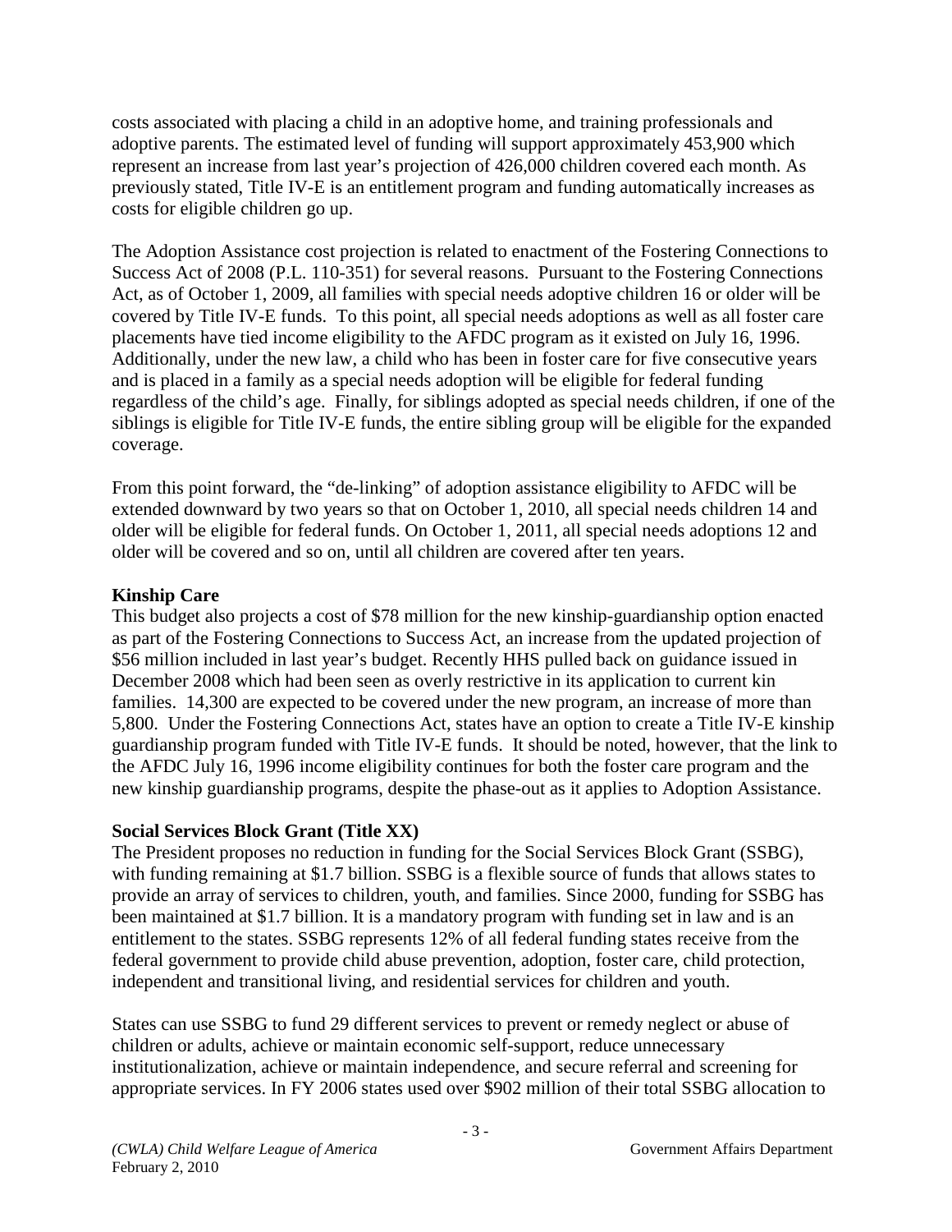costs associated with placing a child in an adoptive home, and training professionals and adoptive parents. The estimated level of funding will support approximately 453,900 which represent an increase from last year's projection of 426,000 children covered each month. As previously stated, Title IV-E is an entitlement program and funding automatically increases as costs for eligible children go up.

The Adoption Assistance cost projection is related to enactment of the Fostering Connections to Success Act of 2008 (P.L. 110-351) for several reasons. Pursuant to the Fostering Connections Act, as of October 1, 2009, all families with special needs adoptive children 16 or older will be covered by Title IV-E funds. To this point, all special needs adoptions as well as all foster care placements have tied income eligibility to the AFDC program as it existed on July 16, 1996. Additionally, under the new law, a child who has been in foster care for five consecutive years and is placed in a family as a special needs adoption will be eligible for federal funding regardless of the child's age. Finally, for siblings adopted as special needs children, if one of the siblings is eligible for Title IV-E funds, the entire sibling group will be eligible for the expanded coverage.

From this point forward, the "de-linking" of adoption assistance eligibility to AFDC will be extended downward by two years so that on October 1, 2010, all special needs children 14 and older will be eligible for federal funds. On October 1, 2011, all special needs adoptions 12 and older will be covered and so on, until all children are covered after ten years.

**Kinship Care**

This budget also projects a cost of $78 million for the new kinship-guardianship option enacted as part of the Fostering Connections to Success Act, an increase from the updated projection of $56 million included in last year's budget. Recently HHS pulled back on guidance issued in December 2008 which had been seen as overly restrictive in its application to current kin families. 14,300 are expected to be covered under the new program, an increase of more than 5,800. Under the Fostering Connections Act, states have an option to create a Title IV-E kinship guardianship program funded with Title IV-E funds. It should be noted, however, that the link to the AFDC July 16, 1996 income eligibility continues for both the foster care program and the new kinship guardianship programs, despite the phase-out as it applies to Adoption Assistance.

**Social Services Block Grant (Title XX)**

The President proposes no reduction in funding for the Social Services Block Grant (SSBG), with funding remaining at $1.7 billion. SSBG is a flexible source of funds that allows states to provide an array of services to children, youth, and families. Since 2000, funding for SSBG has been maintained at $1.7 billion. It is a mandatory program with funding set in law and is an entitlement to the states. SSBG represents 12% of all federal funding states receive from the federal government to provide child abuse prevention, adoption, foster care, child protection, independent and transitional living, and residential services for children and youth.

States can use SSBG to fund 29 different services to prevent or remedy neglect or abuse of children or adults, achieve or maintain economic self-support, reduce unnecessary institutionalization, achieve or maintain independence, and secure referral and screening for appropriate services. In FY 2006 states used over $902 million of their total SSBG allocation to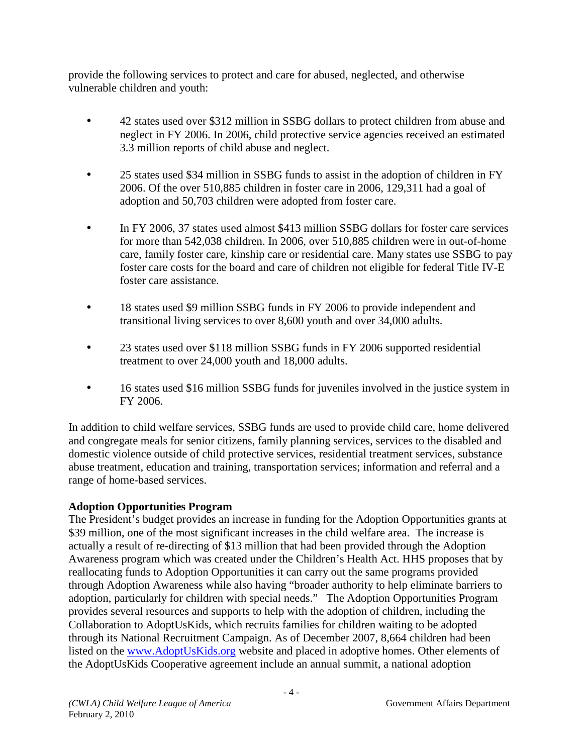provide the following services to protect and care for abused, neglected, and otherwise vulnerable children and youth:

- 42 states used over $312 million in SSBG dollars to protect children from abuse and neglect in FY 2006. In 2006, child protective service agencies received an estimated 3.3 million reports of child abuse and neglect.

- 25 states used $34 million in SSBG funds to assist in the adoption of children in FY 2006. Of the over 510,885 children in foster care in 2006, 129,311 had a goal of adoption and 50,703 children were adopted from foster care.

- In FY 2006, 37 states used almost $413 million SSBG dollars for foster care services for more than 542,038 children. In 2006, over 510,885 children were in out-of-home care, family foster care, kinship care or residential care. Many states use SSBG to pay foster care costs for the board and care of children not eligible for federal Title IV-E foster care assistance.

- 18 states used $9 million SSBG funds in FY 2006 to provide independent and transitional living services to over 8,600 youth and over 34,000 adults.

- 23 states used over $118 million SSBG funds in FY 2006 supported residential treatment to over 24,000 youth and 18,000 adults.

- 16 states used $16 million SSBG funds for juveniles involved in the justice system in FY 2006.

In addition to child welfare services, SSBG funds are used to provide child care, home delivered and congregate meals for senior citizens, family planning services, services to the disabled and domestic violence outside of child protective services, residential treatment services, substance abuse treatment, education and training, transportation services; information and referral and a range of home-based services.

**Adoption Opportunities Program**

The President's budget provides an increase in funding for the Adoption Opportunities grants at $39 million, one of the most significant increases in the child welfare area. The increase is actually a result of re-directing of $13 million that had been provided through the Adoption Awareness program which was created under the Children's Health Act. HHS proposes that by reallocating funds to Adoption Opportunities it can carry out the same programs provided through Adoption Awareness while also having "broader authority to help eliminate barriers to adoption, particularly for children with special needs." The Adoption Opportunities Program provides several resources and supports to help with the adoption of children, including the Collaboration to AdoptUsKids, which recruits families for children waiting to be adopted through its National Recruitment Campaign. As of December 2007, 8,664 children had been listed on the [www.AdoptUsKids.org](http://www.AdoptUsKids.org) website and placed in adoptive homes. Other elements of the AdoptUsKids Cooperative agreement include an annual summit, a national adoption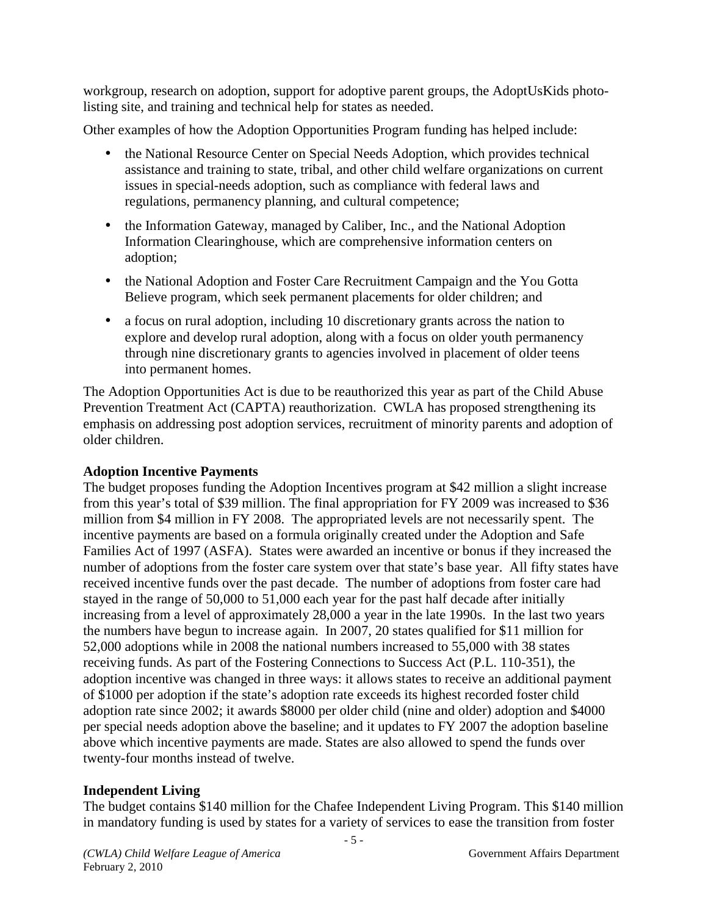workgroup, research on adoption, support for adoptive parent groups, the AdoptUsKids photo-listing site, and training and technical help for states as needed.

Other examples of how the Adoption Opportunities Program funding has helped include:

- the National Resource Center on Special Needs Adoption, which provides technical assistance and training to state, tribal, and other child welfare organizations on current issues in special-needs adoption, such as compliance with federal laws and regulations, permanency planning, and cultural competence;
- the Information Gateway, managed by Caliber, Inc., and the National Adoption Information Clearinghouse, which are comprehensive information centers on adoption;
- the National Adoption and Foster Care Recruitment Campaign and the You Gotta Believe program, which seek permanent placements for older children; and
- a focus on rural adoption, including 10 discretionary grants across the nation to explore and develop rural adoption, along with a focus on older youth permanency through nine discretionary grants to agencies involved in placement of older teens into permanent homes.

The Adoption Opportunities Act is due to be reauthorized this year as part of the Child Abuse Prevention Treatment Act (CAPTA) reauthorization. CWLA has proposed strengthening its emphasis on addressing post adoption services, recruitment of minority parents and adoption of older children.

**Adoption Incentive Payments**

The budget proposes funding the Adoption Incentives program at $42 million a slight increase from this year's total of $39 million. The final appropriation for FY 2009 was increased to $36 million from $4 million in FY 2008. The appropriated levels are not necessarily spent. The incentive payments are based on a formula originally created under the Adoption and Safe Families Act of 1997 (ASFA). States were awarded an incentive or bonus if they increased the number of adoptions from the foster care system over that state's base year. All fifty states have received incentive funds over the past decade. The number of adoptions from foster care had stayed in the range of 50,000 to 51,000 each year for the past half decade after initially increasing from a level of approximately 28,000 a year in the late 1990s. In the last two years the numbers have begun to increase again. In 2007, 20 states qualified for $11 million for 52,000 adoptions while in 2008 the national numbers increased to 55,000 with 38 states receiving funds. As part of the Fostering Connections to Success Act (P.L. 110-351), the adoption incentive was changed in three ways: it allows states to receive an additional payment of $1000 per adoption if the state's adoption rate exceeds its highest recorded foster child adoption rate since 2002; it awards $8000 per older child (nine and older) adoption and $4000 per special needs adoption above the baseline; and it updates to FY 2007 the adoption baseline above which incentive payments are made. States are also allowed to spend the funds over twenty-four months instead of twelve.

**Independent Living**

The budget contains $140 million for the Chafee Independent Living Program. This $140 million in mandatory funding is used by states for a variety of services to ease the transition from foster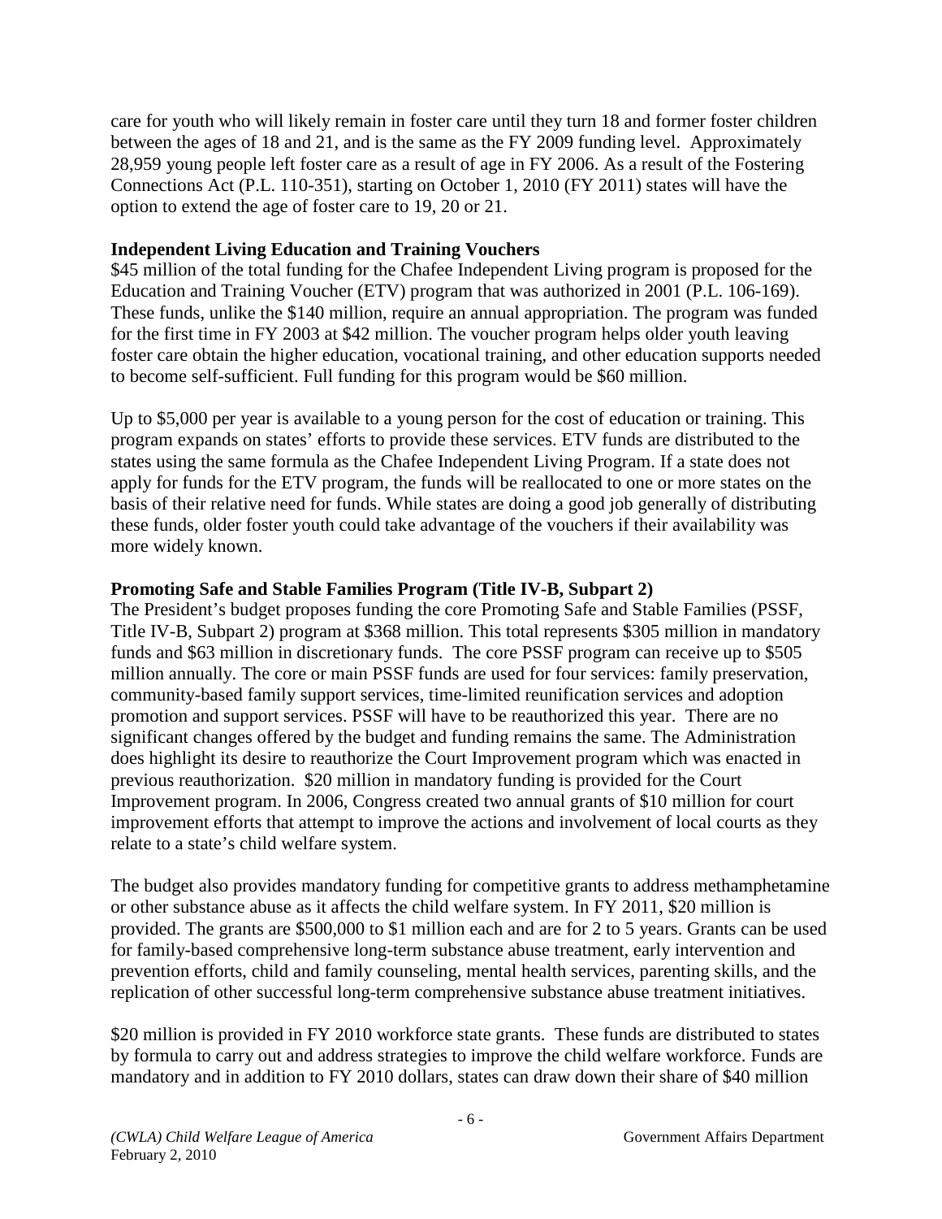care for youth who will likely remain in foster care until they turn 18 and former foster children between the ages of 18 and 21, and is the same as the FY 2009 funding level. Approximately 28,959 young people left foster care as a result of age in FY 2006. As a result of the Fostering Connections Act (P.L. 110-351), starting on October 1, 2010 (FY 2011) states will have the option to extend the age of foster care to 19, 20 or 21.

**Independent Living Education and Training Vouchers**

$45 million of the total funding for the Chafee Independent Living program is proposed for the Education and Training Voucher (ETV) program that was authorized in 2001 (P.L. 106-169). These funds, unlike the $140 million, require an annual appropriation. The program was funded for the first time in FY 2003 at $42 million. The voucher program helps older youth leaving foster care obtain the higher education, vocational training, and other education supports needed to become self-sufficient. Full funding for this program would be $60 million.

Up to $5,000 per year is available to a young person for the cost of education or training. This program expands on states' efforts to provide these services. ETV funds are distributed to the states using the same formula as the Chafee Independent Living Program. If a state does not apply for funds for the ETV program, the funds will be reallocated to one or more states on the basis of their relative need for funds. While states are doing a good job generally of distributing these funds, older foster youth could take advantage of the vouchers if their availability was more widely known.

**Promoting Safe and Stable Families Program (Title IV-B, Subpart 2)**

The President's budget proposes funding the core Promoting Safe and Stable Families (PSSF, Title IV-B, Subpart 2) program at $368 million. This total represents $305 million in mandatory funds and $63 million in discretionary funds. The core PSSF program can receive up to $505 million annually. The core or main PSSF funds are used for four services: family preservation, community-based family support services, time-limited reunification services and adoption promotion and support services. PSSF will have to be reauthorized this year. There are no significant changes offered by the budget and funding remains the same. The Administration does highlight its desire to reauthorize the Court Improvement program which was enacted in previous reauthorization. $20 million in mandatory funding is provided for the Court Improvement program. In 2006, Congress created two annual grants of $10 million for court improvement efforts that attempt to improve the actions and involvement of local courts as they relate to a state's child welfare system.

The budget also provides mandatory funding for competitive grants to address methamphetamine or other substance abuse as it affects the child welfare system. In FY 2011, $20 million is provided. The grants are $500,000 to $1 million each and are for 2 to 5 years. Grants can be used for family-based comprehensive long-term substance abuse treatment, early intervention and prevention efforts, child and family counseling, mental health services, parenting skills, and the replication of other successful long-term comprehensive substance abuse treatment initiatives.

$20 million is provided in FY 2010 workforce state grants. These funds are distributed to states by formula to carry out and address strategies to improve the child welfare workforce. Funds are mandatory and in addition to FY 2010 dollars, states can draw down their share of $40 million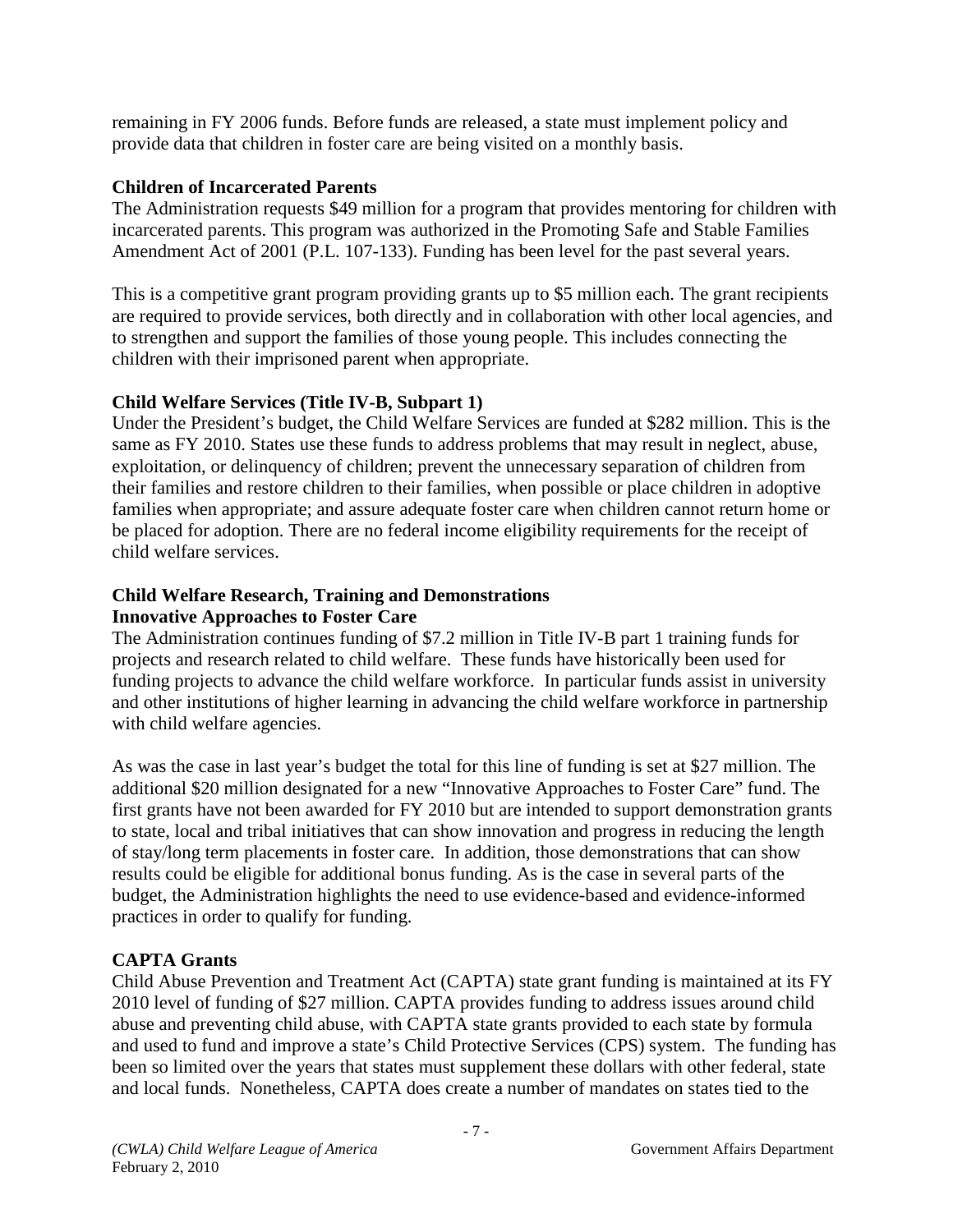remaining in FY 2006 funds. Before funds are released, a state must implement policy and provide data that children in foster care are being visited on a monthly basis.

**Children of Incarcerated Parents**

The Administration requests $49 million for a program that provides mentoring for children with incarcerated parents. This program was authorized in the Promoting Safe and Stable Families Amendment Act of 2001 (P.L. 107-133). Funding has been level for the past several years.

This is a competitive grant program providing grants up to $5 million each. The grant recipients are required to provide services, both directly and in collaboration with other local agencies, and to strengthen and support the families of those young people. This includes connecting the children with their imprisoned parent when appropriate.

**Child Welfare Services (Title IV-B, Subpart 1)**

Under the President's budget, the Child Welfare Services are funded at $282 million. This is the same as FY 2010. States use these funds to address problems that may result in neglect, abuse, exploitation, or delinquency of children; prevent the unnecessary separation of children from their families and restore children to their families, when possible or place children in adoptive families when appropriate; and assure adequate foster care when children cannot return home or be placed for adoption. There are no federal income eligibility requirements for the receipt of child welfare services.

**Child Welfare Research, Training and Demonstrations**
**Innovative Approaches to Foster Care**

The Administration continues funding of $7.2 million in Title IV-B part 1 training funds for projects and research related to child welfare. These funds have historically been used for funding projects to advance the child welfare workforce. In particular funds assist in university and other institutions of higher learning in advancing the child welfare workforce in partnership with child welfare agencies.

As was the case in last year's budget the total for this line of funding is set at $27 million. The additional $20 million designated for a new "Innovative Approaches to Foster Care" fund. The first grants have not been awarded for FY 2010 but are intended to support demonstration grants to state, local and tribal initiatives that can show innovation and progress in reducing the length of stay/long term placements in foster care. In addition, those demonstrations that can show results could be eligible for additional bonus funding. As is the case in several parts of the budget, the Administration highlights the need to use evidence-based and evidence-informed practices in order to qualify for funding.

**CAPTA Grants**

Child Abuse Prevention and Treatment Act (CAPTA) state grant funding is maintained at its FY 2010 level of funding of $27 million. CAPTA provides funding to address issues around child abuse and preventing child abuse, with CAPTA state grants provided to each state by formula and used to fund and improve a state's Child Protective Services (CPS) system. The funding has been so limited over the years that states must supplement these dollars with other federal, state and local funds. Nonetheless, CAPTA does create a number of mandates on states tied to the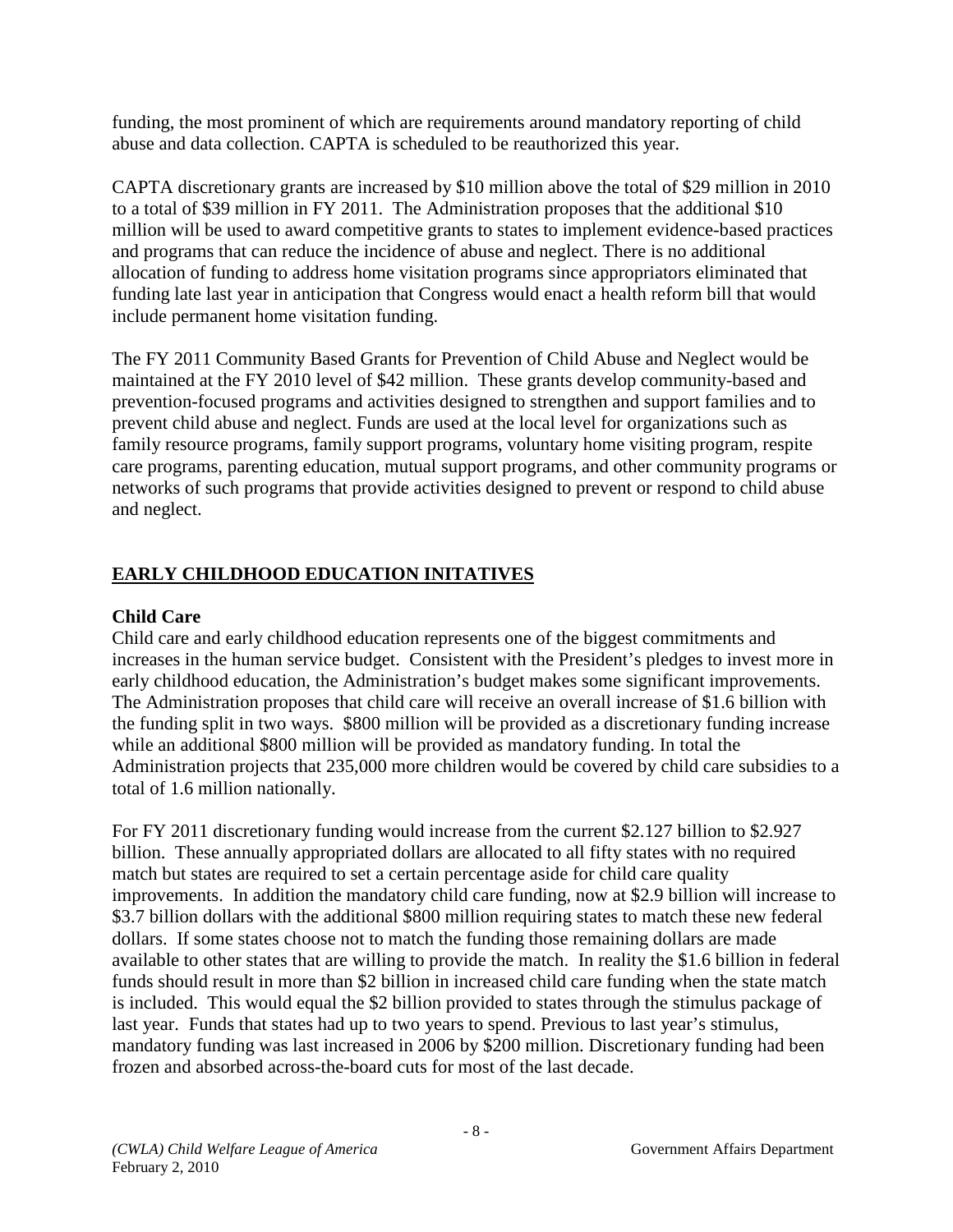funding, the most prominent of which are requirements around mandatory reporting of child abuse and data collection. CAPTA is scheduled to be reauthorized this year.

CAPTA discretionary grants are increased by $10 million above the total of $29 million in 2010 to a total of $39 million in FY 2011. The Administration proposes that the additional $10 million will be used to award competitive grants to states to implement evidence-based practices and programs that can reduce the incidence of abuse and neglect. There is no additional allocation of funding to address home visitation programs since appropriators eliminated that funding late last year in anticipation that Congress would enact a health reform bill that would include permanent home visitation funding.

The FY 2011 Community Based Grants for Prevention of Child Abuse and Neglect would be maintained at the FY 2010 level of $42 million. These grants develop community-based and prevention-focused programs and activities designed to strengthen and support families and to prevent child abuse and neglect. Funds are used at the local level for organizations such as family resource programs, family support programs, voluntary home visiting program, respite care programs, parenting education, mutual support programs, and other community programs or networks of such programs that provide activities designed to prevent or respond to child abuse and neglect.

## EARLY CHILDHOOD EDUCATION INITATIVES

### Child Care

Child care and early childhood education represents one of the biggest commitments and increases in the human service budget. Consistent with the President's pledges to invest more in early childhood education, the Administration's budget makes some significant improvements. The Administration proposes that child care will receive an overall increase of $1.6 billion with the funding split in two ways. $800 million will be provided as a discretionary funding increase while an additional $800 million will be provided as mandatory funding. In total the Administration projects that 235,000 more children would be covered by child care subsidies to a total of 1.6 million nationally.

For FY 2011 discretionary funding would increase from the current $2.127 billion to $2.927 billion. These annually appropriated dollars are allocated to all fifty states with no required match but states are required to set a certain percentage aside for child care quality improvements. In addition the mandatory child care funding, now at $2.9 billion will increase to $3.7 billion dollars with the additional $800 million requiring states to match these new federal dollars. If some states choose not to match the funding those remaining dollars are made available to other states that are willing to provide the match. In reality the $1.6 billion in federal funds should result in more than $2 billion in increased child care funding when the state match is included. This would equal the $2 billion provided to states through the stimulus package of last year. Funds that states had up to two years to spend. Previous to last year's stimulus, mandatory funding was last increased in 2006 by $200 million. Discretionary funding had been frozen and absorbed across-the-board cuts for most of the last decade.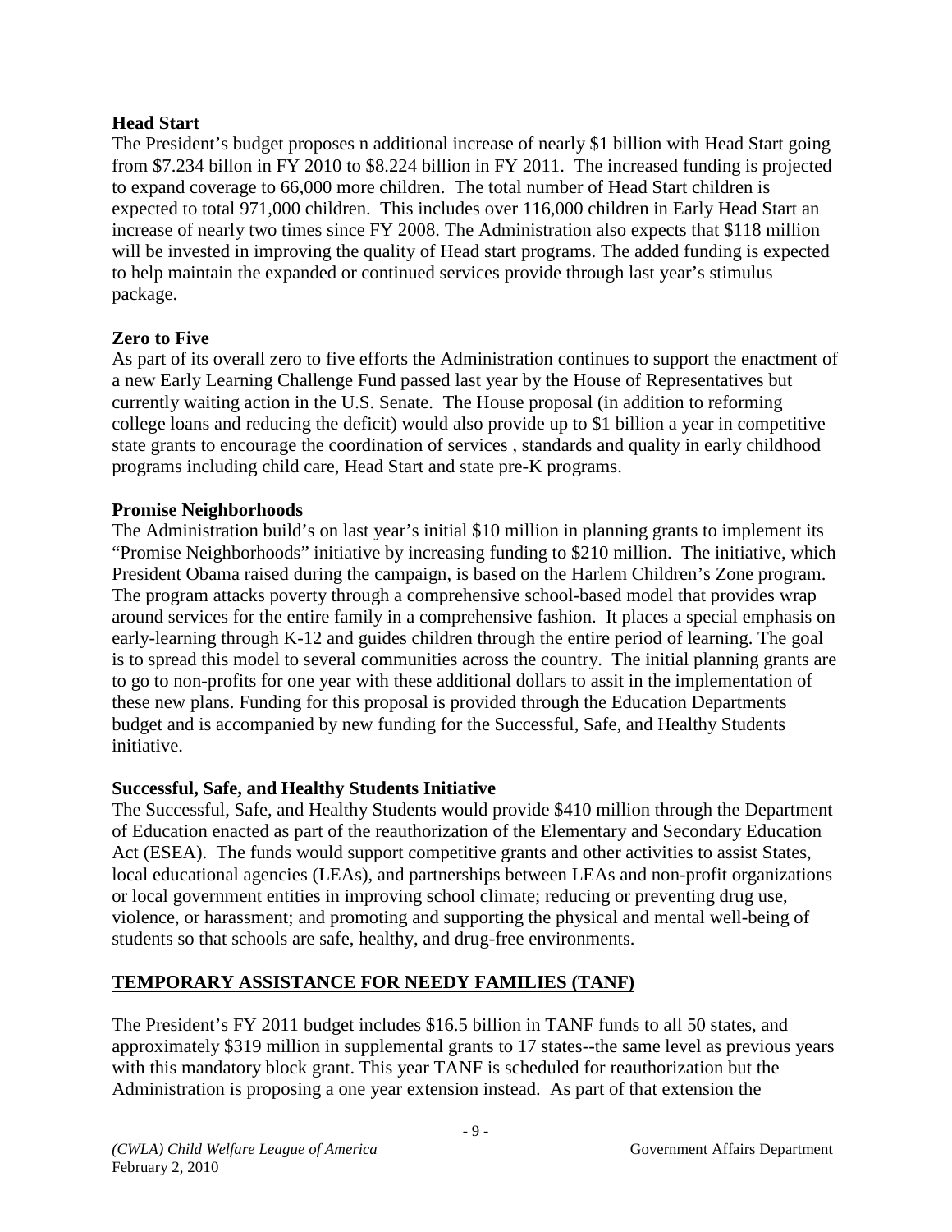**Head Start**

The President's budget proposes n additional increase of nearly $1 billion with Head Start going from $7.234 billon in FY 2010 to $8.224 billion in FY 2011. The increased funding is projected to expand coverage to 66,000 more children. The total number of Head Start children is expected to total 971,000 children. This includes over 116,000 children in Early Head Start an increase of nearly two times since FY 2008. The Administration also expects that $118 million will be invested in improving the quality of Head start programs. The added funding is expected to help maintain the expanded or continued services provide through last year's stimulus package.

**Zero to Five**

As part of its overall zero to five efforts the Administration continues to support the enactment of a new Early Learning Challenge Fund passed last year by the House of Representatives but currently waiting action in the U.S. Senate. The House proposal (in addition to reforming college loans and reducing the deficit) would also provide up to $1 billion a year in competitive state grants to encourage the coordination of services , standards and quality in early childhood programs including child care, Head Start and state pre-K programs.

**Promise Neighborhoods**

The Administration build's on last year's initial $10 million in planning grants to implement its "Promise Neighborhoods" initiative by increasing funding to $210 million. The initiative, which President Obama raised during the campaign, is based on the Harlem Children's Zone program. The program attacks poverty through a comprehensive school-based model that provides wrap around services for the entire family in a comprehensive fashion. It places a special emphasis on early-learning through K-12 and guides children through the entire period of learning. The goal is to spread this model to several communities across the country. The initial planning grants are to go to non-profits for one year with these additional dollars to assit in the implementation of these new plans. Funding for this proposal is provided through the Education Departments budget and is accompanied by new funding for the Successful, Safe, and Healthy Students initiative.

**Successful, Safe, and Healthy Students Initiative**

The Successful, Safe, and Healthy Students would provide $410 million through the Department of Education enacted as part of the reauthorization of the Elementary and Secondary Education Act (ESEA). The funds would support competitive grants and other activities to assist States, local educational agencies (LEAs), and partnerships between LEAs and non-profit organizations or local government entities in improving school climate; reducing or preventing drug use, violence, or harassment; and promoting and supporting the physical and mental well-being of students so that schools are safe, healthy, and drug-free environments.

## TEMPORARY ASSISTANCE FOR NEEDY FAMILIES (TANF)

The President's FY 2011 budget includes $16.5 billion in TANF funds to all 50 states, and approximately $319 million in supplemental grants to 17 states--the same level as previous years with this mandatory block grant. This year TANF is scheduled for reauthorization but the Administration is proposing a one year extension instead. As part of that extension the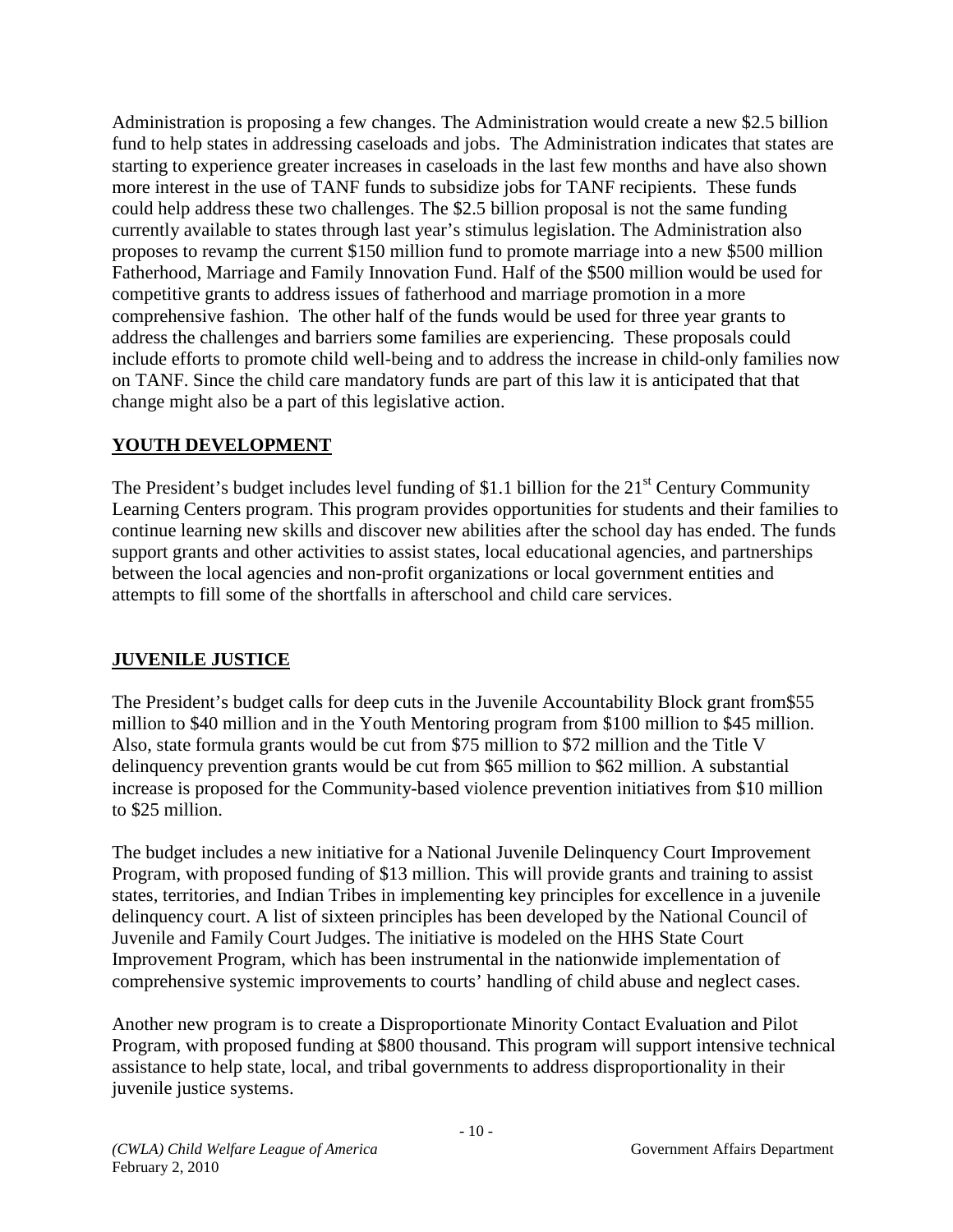Administration is proposing a few changes. The Administration would create a new $2.5 billion fund to help states in addressing caseloads and jobs. The Administration indicates that states are starting to experience greater increases in caseloads in the last few months and have also shown more interest in the use of TANF funds to subsidize jobs for TANF recipients. These funds could help address these two challenges. The $2.5 billion proposal is not the same funding currently available to states through last year's stimulus legislation. The Administration also proposes to revamp the current $150 million fund to promote marriage into a new $500 million Fatherhood, Marriage and Family Innovation Fund. Half of the $500 million would be used for competitive grants to address issues of fatherhood and marriage promotion in a more comprehensive fashion. The other half of the funds would be used for three year grants to address the challenges and barriers some families are experiencing. These proposals could include efforts to promote child well-being and to address the increase in child-only families now on TANF. Since the child care mandatory funds are part of this law it is anticipated that that change might also be a part of this legislative action.

## YOUTH DEVELOPMENT

The President's budget includes level funding of $1.1 billion for the 21st Century Community Learning Centers program. This program provides opportunities for students and their families to continue learning new skills and discover new abilities after the school day has ended. The funds support grants and other activities to assist states, local educational agencies, and partnerships between the local agencies and non-profit organizations or local government entities and attempts to fill some of the shortfalls in afterschool and child care services.

## JUVENILE JUSTICE

The President's budget calls for deep cuts in the Juvenile Accountability Block grant from$55 million to $40 million and in the Youth Mentoring program from $100 million to $45 million. Also, state formula grants would be cut from $75 million to $72 million and the Title V delinquency prevention grants would be cut from $65 million to $62 million. A substantial increase is proposed for the Community-based violence prevention initiatives from $10 million to $25 million.

The budget includes a new initiative for a National Juvenile Delinquency Court Improvement Program, with proposed funding of $13 million. This will provide grants and training to assist states, territories, and Indian Tribes in implementing key principles for excellence in a juvenile delinquency court. A list of sixteen principles has been developed by the National Council of Juvenile and Family Court Judges. The initiative is modeled on the HHS State Court Improvement Program, which has been instrumental in the nationwide implementation of comprehensive systemic improvements to courts' handling of child abuse and neglect cases.

Another new program is to create a Disproportionate Minority Contact Evaluation and Pilot Program, with proposed funding at $800 thousand. This program will support intensive technical assistance to help state, local, and tribal governments to address disproportionality in their juvenile justice systems.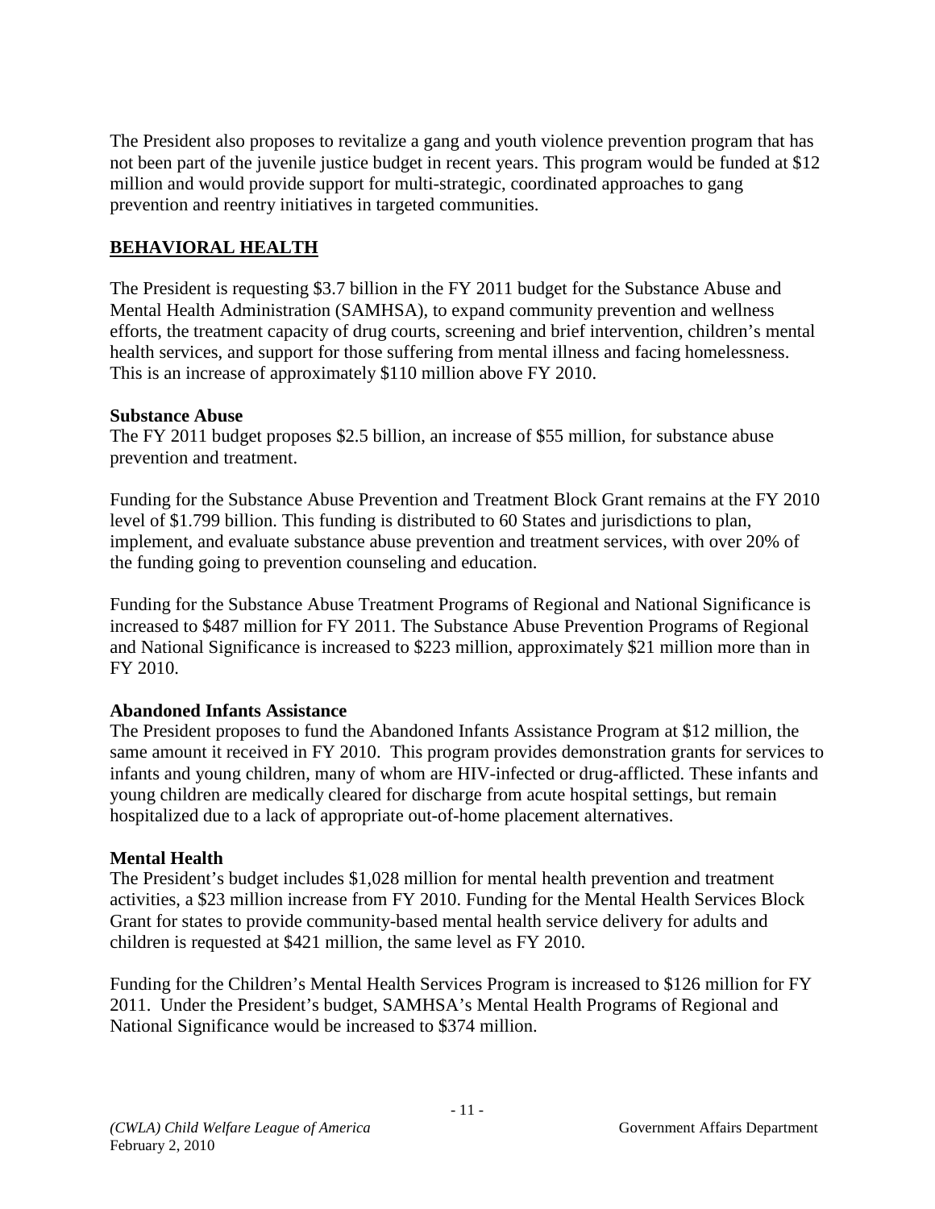The President also proposes to revitalize a gang and youth violence prevention program that has not been part of the juvenile justice budget in recent years. This program would be funded at $12 million and would provide support for multi-strategic, coordinated approaches to gang prevention and reentry initiatives in targeted communities.

## BEHAVIORAL HEALTH

The President is requesting $3.7 billion in the FY 2011 budget for the Substance Abuse and Mental Health Administration (SAMHSA), to expand community prevention and wellness efforts, the treatment capacity of drug courts, screening and brief intervention, children's mental health services, and support for those suffering from mental illness and facing homelessness. This is an increase of approximately $110 million above FY 2010.

### Substance Abuse

The FY 2011 budget proposes $2.5 billion, an increase of $55 million, for substance abuse prevention and treatment.

Funding for the Substance Abuse Prevention and Treatment Block Grant remains at the FY 2010 level of $1.799 billion. This funding is distributed to 60 States and jurisdictions to plan, implement, and evaluate substance abuse prevention and treatment services, with over 20% of the funding going to prevention counseling and education.

Funding for the Substance Abuse Treatment Programs of Regional and National Significance is increased to $487 million for FY 2011. The Substance Abuse Prevention Programs of Regional and National Significance is increased to $223 million, approximately $21 million more than in FY 2010.

### Abandoned Infants Assistance

The President proposes to fund the Abandoned Infants Assistance Program at $12 million, the same amount it received in FY 2010. This program provides demonstration grants for services to infants and young children, many of whom are HIV-infected or drug-afflicted. These infants and young children are medically cleared for discharge from acute hospital settings, but remain hospitalized due to a lack of appropriate out-of-home placement alternatives.

### Mental Health

The President's budget includes $1,028 million for mental health prevention and treatment activities, a $23 million increase from FY 2010. Funding for the Mental Health Services Block Grant for states to provide community-based mental health service delivery for adults and children is requested at $421 million, the same level as FY 2010.

Funding for the Children's Mental Health Services Program is increased to $126 million for FY 2011. Under the President's budget, SAMHSA's Mental Health Programs of Regional and National Significance would be increased to $374 million.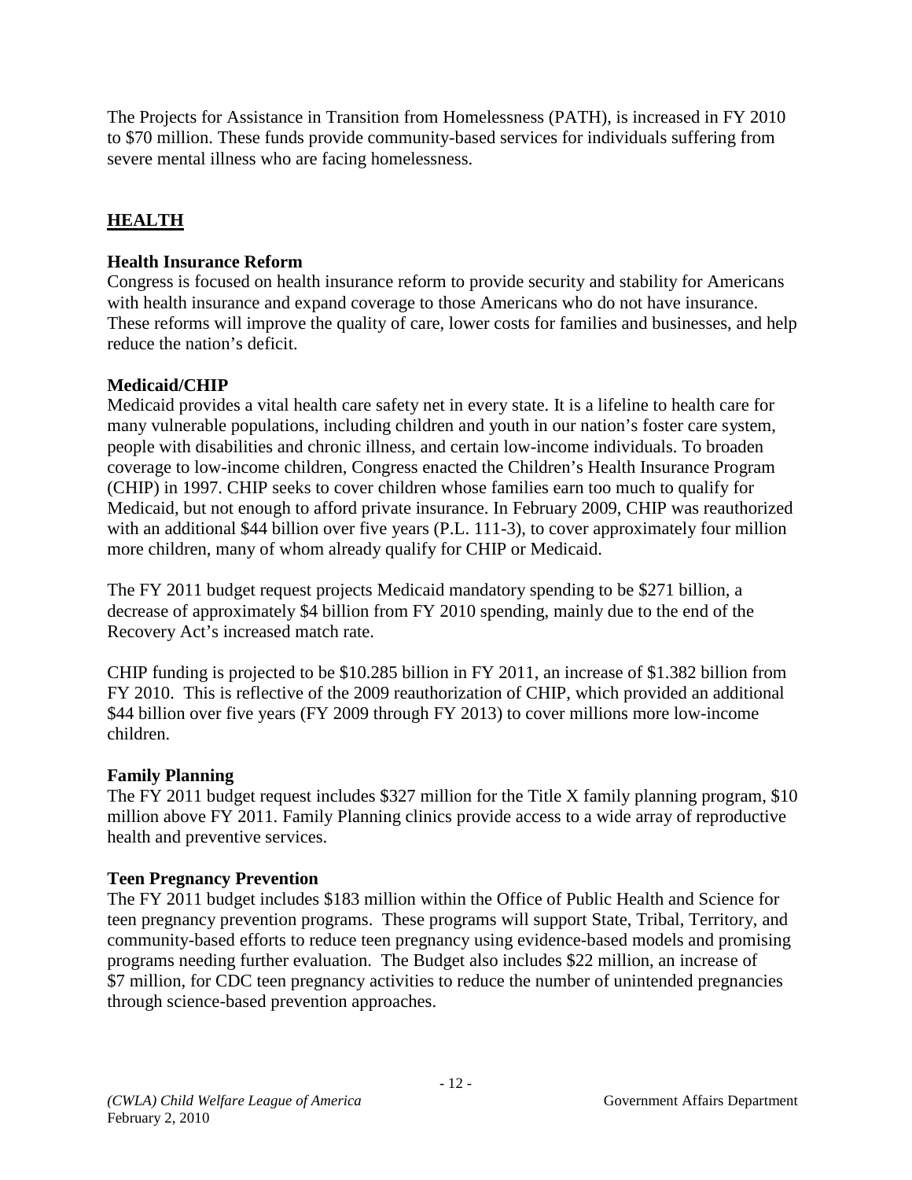The Projects for Assistance in Transition from Homelessness (PATH), is increased in FY 2010 to $70 million. These funds provide community-based services for individuals suffering from severe mental illness who are facing homelessness.

## HEALTH

### Health Insurance Reform

Congress is focused on health insurance reform to provide security and stability for Americans with health insurance and expand coverage to those Americans who do not have insurance. These reforms will improve the quality of care, lower costs for families and businesses, and help reduce the nation's deficit.

### Medicaid/CHIP

Medicaid provides a vital health care safety net in every state. It is a lifeline to health care for many vulnerable populations, including children and youth in our nation's foster care system, people with disabilities and chronic illness, and certain low-income individuals. To broaden coverage to low-income children, Congress enacted the Children's Health Insurance Program (CHIP) in 1997. CHIP seeks to cover children whose families earn too much to qualify for Medicaid, but not enough to afford private insurance. In February 2009, CHIP was reauthorized with an additional $44 billion over five years (P.L. 111-3), to cover approximately four million more children, many of whom already qualify for CHIP or Medicaid.

The FY 2011 budget request projects Medicaid mandatory spending to be $271 billion, a decrease of approximately $4 billion from FY 2010 spending, mainly due to the end of the Recovery Act's increased match rate.

CHIP funding is projected to be $10.285 billion in FY 2011, an increase of $1.382 billion from FY 2010. This is reflective of the 2009 reauthorization of CHIP, which provided an additional $44 billion over five years (FY 2009 through FY 2013) to cover millions more low-income children.

### Family Planning

The FY 2011 budget request includes $327 million for the Title X family planning program, $10 million above FY 2011. Family Planning clinics provide access to a wide array of reproductive health and preventive services.

### Teen Pregnancy Prevention

The FY 2011 budget includes $183 million within the Office of Public Health and Science for teen pregnancy prevention programs. These programs will support State, Tribal, Territory, and community-based efforts to reduce teen pregnancy using evidence-based models and promising programs needing further evaluation. The Budget also includes $22 million, an increase of $7 million, for CDC teen pregnancy activities to reduce the number of unintended pregnancies through science-based prevention approaches.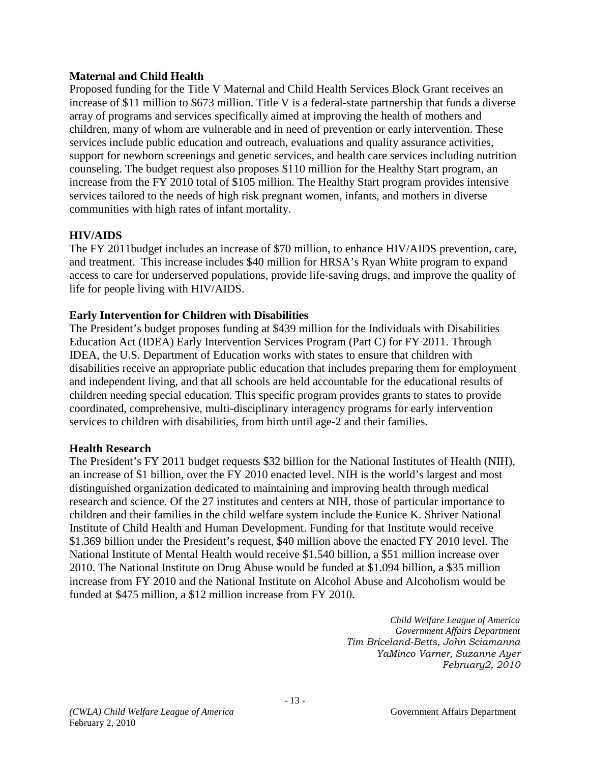**Maternal and Child Health**

Proposed funding for the Title V Maternal and Child Health Services Block Grant receives an increase of $11 million to $673 million. Title V is a federal-state partnership that funds a diverse array of programs and services specifically aimed at improving the health of mothers and children, many of whom are vulnerable and in need of prevention or early intervention. These services include public education and outreach, evaluations and quality assurance activities, support for newborn screenings and genetic services, and health care services including nutrition counseling. The budget request also proposes $110 million for the Healthy Start program, an increase from the FY 2010 total of $105 million. The Healthy Start program provides intensive services tailored to the needs of high risk pregnant women, infants, and mothers in diverse communities with high rates of infant mortality.

**HIV/AIDS**

The FY 2011budget includes an increase of $70 million, to enhance HIV/AIDS prevention, care, and treatment. This increase includes $40 million for HRSA's Ryan White program to expand access to care for underserved populations, provide life-saving drugs, and improve the quality of life for people living with HIV/AIDS.

**Early Intervention for Children with Disabilities**

The President's budget proposes funding at $439 million for the Individuals with Disabilities Education Act (IDEA) Early Intervention Services Program (Part C) for FY 2011. Through IDEA, the U.S. Department of Education works with states to ensure that children with disabilities receive an appropriate public education that includes preparing them for employment and independent living, and that all schools are held accountable for the educational results of children needing special education. This specific program provides grants to states to provide coordinated, comprehensive, multi-disciplinary interagency programs for early intervention services to children with disabilities, from birth until age-2 and their families.

**Health Research**

The President's FY 2011 budget requests $32 billion for the National Institutes of Health (NIH), an increase of $1 billion, over the FY 2010 enacted level. NIH is the world's largest and most distinguished organization dedicated to maintaining and improving health through medical research and science. Of the 27 institutes and centers at NIH, those of particular importance to children and their families in the child welfare system include the Eunice K. Shriver National Institute of Child Health and Human Development. Funding for that Institute would receive $1.369 billion under the President's request, $40 million above the enacted FY 2010 level. The National Institute of Mental Health would receive $1.540 billion, a $51 million increase over 2010. The National Institute on Drug Abuse would be funded at $1.094 billion, a $35 million increase from FY 2010 and the National Institute on Alcohol Abuse and Alcoholism would be funded at $475 million, a $12 million increase from FY 2010.

*Child Welfare League of America*
*Government Affairs Department*
*Tim Briceland-Betts, John Sciamanna*
*YaMinco Varner, Suzanne Ayer*
*February2, 2010*